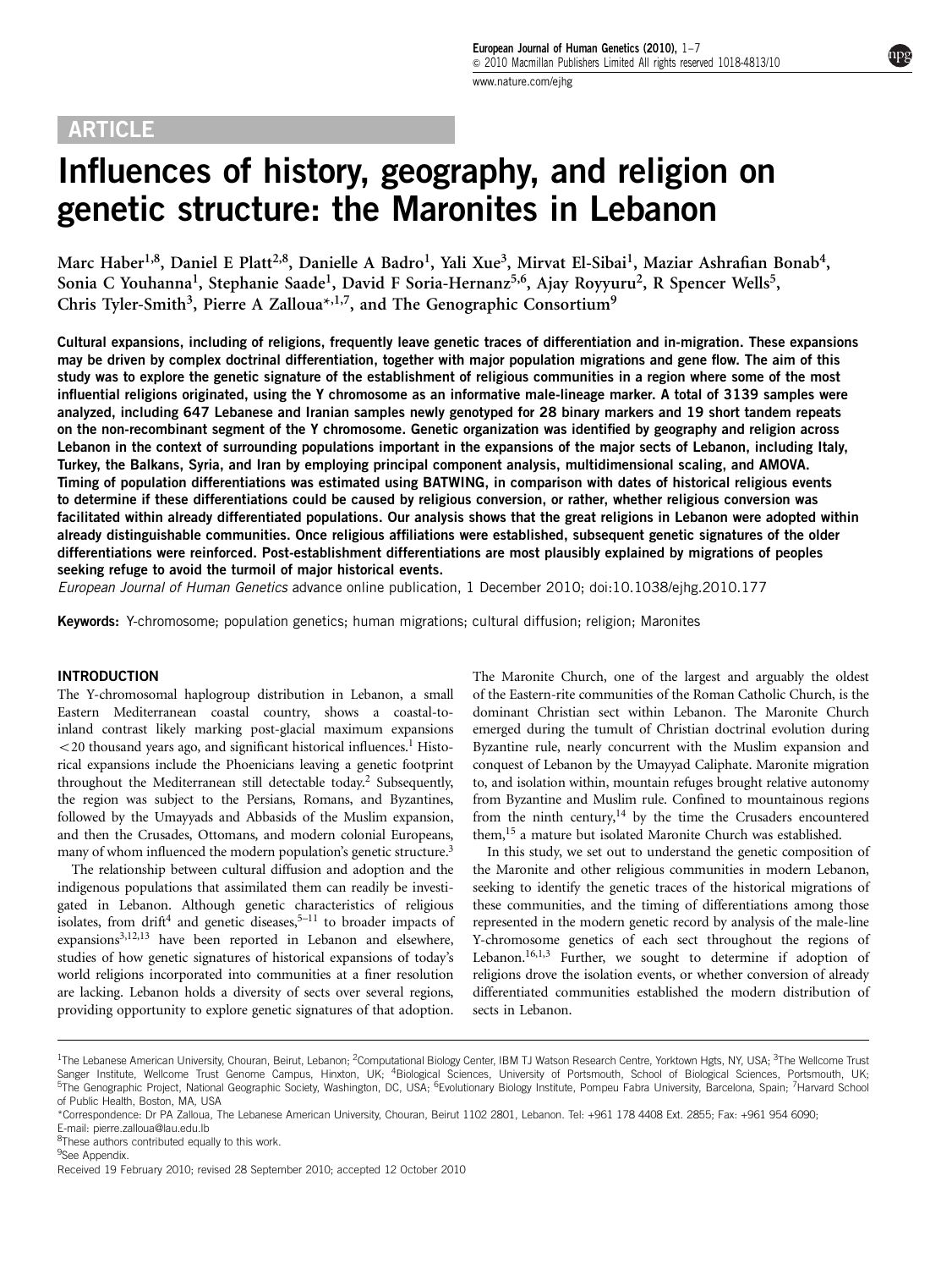ARTICLE

# Influences of history, geography, and religion on genetic structure: the Maronites in Lebanon

Marc Haber[1,8], Daniel E Platt[2,8], Danielle A Badro[1], Yali Xue[3], Mirvat El-Sibai[1], Maziar Ashrafian Bonab[4], Sonia C Youhanna[1], Stephanie Saade[1], David F Soria-Hernanz[5,6], Ajay Royyuru[2], R Spencer Wells[5], Chris Tyler-Smith[3], Pierre A Zalloua*[,1,7], and The Genographic Consortium[9]

**Cultural expansions, including of religions, frequently leave genetic traces of differentiation and in-migration. These expansions may be driven by complex doctrinal differentiation, together with major population migrations and gene flow. The aim of this study was to explore the genetic signature of the establishment of religious communities in a region where some of the most influential religions originated, using the Y chromosome as an informative male-lineage marker. A total of 3139 samples were analyzed, including 647 Lebanese and Iranian samples newly genotyped for 28 binary markers and 19 short tandem repeats on the non-recombinant segment of the Y chromosome. Genetic organization was identified by geography and religion across Lebanon in the context of surrounding populations important in the expansions of the major sects of Lebanon, including Italy, Turkey, the Balkans, Syria, and Iran by employing principal component analysis, multidimensional scaling, and AMOVA. Timing of population differentiations was estimated using BATWING, in comparison with dates of historical religious events to determine if these differentiations could be caused by religious conversion, or rather, whether religious conversion was facilitated within already differentiated populations. Our analysis shows that the great religions in Lebanon were adopted within already distinguishable communities. Once religious affiliations were established, subsequent genetic signatures of the older differentiations were reinforced. Post-establishment differentiations are most plausibly explained by migrations of peoples seeking refuge to avoid the turmoil of major historical events.**

*European Journal of Human Genetics* advance online publication, 1 December 2010; doi:10.1038/ejhg.2010.177

**Keywords:** Y-chromosome; population genetics; human migrations; cultural diffusion; religion; Maronites

## INTRODUCTION

The Y-chromosomal haplogroup distribution in Lebanon, a small Eastern Mediterranean coastal country, shows a coastal-to-inland contrast likely marking post-glacial maximum expansions <20 thousand years ago, and significant historical influences.[1] Historical expansions include the Phoenicians leaving a genetic footprint throughout the Mediterranean still detectable today.[2] Subsequently, the region was subject to the Persians, Romans, and Byzantines, followed by the Umayyads and Abbasids of the Muslim expansion, and then the Crusades, Ottomans, and modern colonial Europeans, many of whom influenced the modern population's genetic structure.[3]

The relationship between cultural diffusion and adoption and the indigenous populations that assimilated them can readily be investigated in Lebanon. Although genetic characteristics of religious isolates, from drift[4] and genetic diseases,[5–11] to broader impacts of expansions[3,12,13] have been reported in Lebanon and elsewhere, studies of how genetic signatures of historical expansions of today's world religions incorporated into communities at a finer resolution are lacking. Lebanon holds a diversity of sects over several regions, providing opportunity to explore genetic signatures of that adoption. The Maronite Church, one of the largest and arguably the oldest of the Eastern-rite communities of the Roman Catholic Church, is the dominant Christian sect within Lebanon. The Maronite Church emerged during the tumult of Christian doctrinal evolution during Byzantine rule, nearly concurrent with the Muslim expansion and conquest of Lebanon by the Umayyad Caliphate. Maronite migration to, and isolation within, mountain refuges brought relative autonomy from Byzantine and Muslim rule. Confined to mountainous regions from the ninth century,[14] by the time the Crusaders encountered them,[15] a mature but isolated Maronite Church was established.

In this study, we set out to understand the genetic composition of the Maronite and other religious communities in modern Lebanon, seeking to identify the genetic traces of the historical migrations of these communities, and the timing of differentiations among those represented in the modern genetic record by analysis of the male-line Y-chromosome genetics of each sect throughout the regions of Lebanon.[16,1,3] Further, we sought to determine if adoption of religions drove the isolation events, or whether conversion of already differentiated communities established the modern distribution of sects in Lebanon.

---

[1]The Lebanese American University, Chouran, Beirut, Lebanon; [2]Computational Biology Center, IBM TJ Watson Research Centre, Yorktown Hgts, NY, USA; [3]The Wellcome Trust Sanger Institute, Wellcome Trust Genome Campus, Hinxton, UK; [4]Biological Sciences, University of Portsmouth, School of Biological Sciences, Portsmouth, UK; [5]The Genographic Project, National Geographic Society, Washington, DC, USA; [6]Evolutionary Biology Institute, Pompeu Fabra University, Barcelona, Spain; [7]Harvard School of Public Health, Boston, MA, USA

*Correspondence: Dr PA Zalloua, The Lebanese American University, Chouran, Beirut 1102 2801, Lebanon. Tel: +961 178 4408 Ext. 2855; Fax: +961 954 6090; E-mail: pierre.zalloua@lau.edu.lb

[8]These authors contributed equally to this work.

[9]See Appendix.

Received 19 February 2010; revised 28 September 2010; accepted 12 October 2010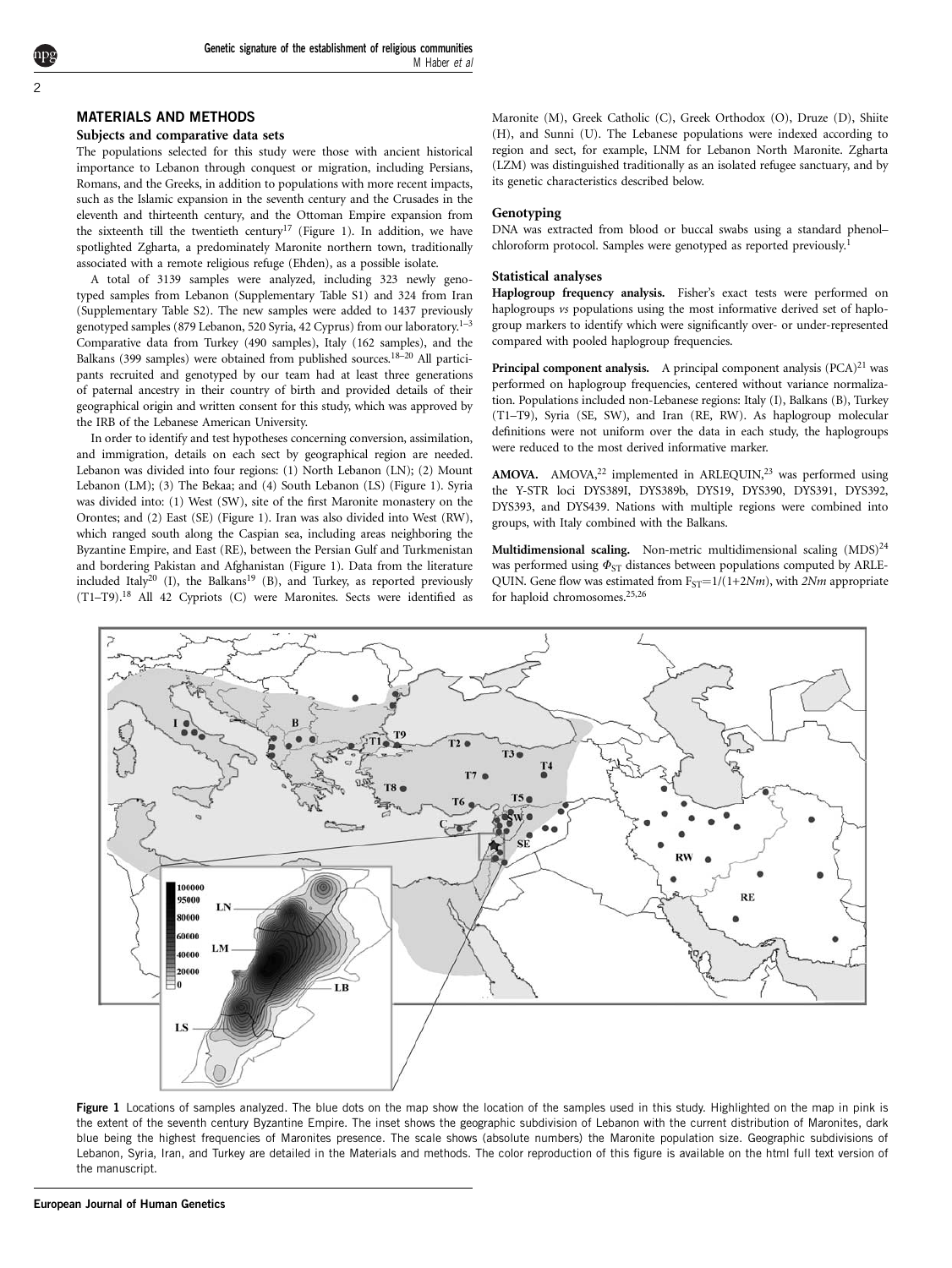## MATERIALS AND METHODS

### Subjects and comparative data sets

The populations selected for this study were those with ancient historical importance to Lebanon through conquest or migration, including Persians, Romans, and the Greeks, in addition to populations with more recent impacts, such as the Islamic expansion in the seventh century and the Crusades in the eleventh and thirteenth century, and the Ottoman Empire expansion from the sixteenth till the twentieth century[17] (Figure 1). In addition, we have spotlighted Zgharta, a predominately Maronite northern town, traditionally associated with a remote religious refuge (Ehden), as a possible isolate.

A total of 3139 samples were analyzed, including 323 newly genotyped samples from Lebanon (Supplementary Table S1) and 324 from Iran (Supplementary Table S2). The new samples were added to 1437 previously genotyped samples (879 Lebanon, 520 Syria, 42 Cyprus) from our laboratory.[1–3] Comparative data from Turkey (490 samples), Italy (162 samples), and the Balkans (399 samples) were obtained from published sources.[18–20] All participants recruited and genotyped by our team had at least three generations of paternal ancestry in their country of birth and provided details of their geographical origin and written consent for this study, which was approved by the IRB of the Lebanese American University.

In order to identify and test hypotheses concerning conversion, assimilation, and immigration, details on each sect by geographical region are needed. Lebanon was divided into four regions: (1) North Lebanon (LN); (2) Mount Lebanon (LM); (3) The Bekaa; and (4) South Lebanon (LS) (Figure 1). Syria was divided into: (1) West (SW), site of the first Maronite monastery on the Orontes; and (2) East (SE) (Figure 1). Iran was also divided into West (RW), which ranged south along the Caspian sea, including areas neighboring the Byzantine Empire, and East (RE), between the Persian Gulf and Turkmenistan and bordering Pakistan and Afghanistan (Figure 1). Data from the literature included Italy[20] (I), the Balkans[19] (B), and Turkey, as reported previously (T1–T9).[18] All 42 Cypriots (C) were Maronites. Sects were identified as Maronite (M), Greek Catholic (C), Greek Orthodox (O), Druze (D), Shiite (H), and Sunni (U). The Lebanese populations were indexed according to region and sect, for example, LNM for Lebanon North Maronite. Zgharta (LZM) was distinguished traditionally as an isolated refugee sanctuary, and by its genetic characteristics described below.

### Genotyping

DNA was extracted from blood or buccal swabs using a standard phenol–chloroform protocol. Samples were genotyped as reported previously.[1]

### Statistical analyses

**Haplogroup frequency analysis.** Fisher's exact tests were performed on haplogroups *vs* populations using the most informative derived set of haplogroup markers to identify which were significantly over- or under-represented compared with pooled haplogroup frequencies.

**Principal component analysis.** A principal component analysis (PCA)[21] was performed on haplogroup frequencies, centered without variance normalization. Populations included non-Lebanese regions: Italy (I), Balkans (B), Turkey (T1–T9), Syria (SE, SW), and Iran (RE, RW). As haplogroup molecular definitions were not uniform over the data in each study, the haplogroups were reduced to the most derived informative marker.

**AMOVA.** AMOVA,[22] implemented in ARLEQUIN,[23] was performed using the Y-STR loci DYS389I, DYS389b, DYS19, DYS390, DYS391, DYS392, DYS393, and DYS439. Nations with multiple regions were combined into groups, with Italy combined with the Balkans.

**Multidimensional scaling.** Non-metric multidimensional scaling (MDS)[24] was performed using $\Phi_{ST}$ distances between populations computed by ARLEQUIN. Gene flow was estimated from $F_{ST}=1/(1+2Nm)$, with $2Nm$ appropriate for haploid chromosomes.[25,26]

**Figure 1** Locations of samples analyzed. The blue dots on the map show the location of the samples used in this study. Highlighted on the map in pink is the extent of the seventh century Byzantine Empire. The inset shows the geographic subdivision of Lebanon with the current distribution of Maronites, dark blue being the highest frequencies of Maronites presence. The scale shows (absolute numbers) the Maronite population size. Geographic subdivisions of Lebanon, Syria, Iran, and Turkey are detailed in the Materials and methods. The color reproduction of this figure is available on the html full text version of the manuscript.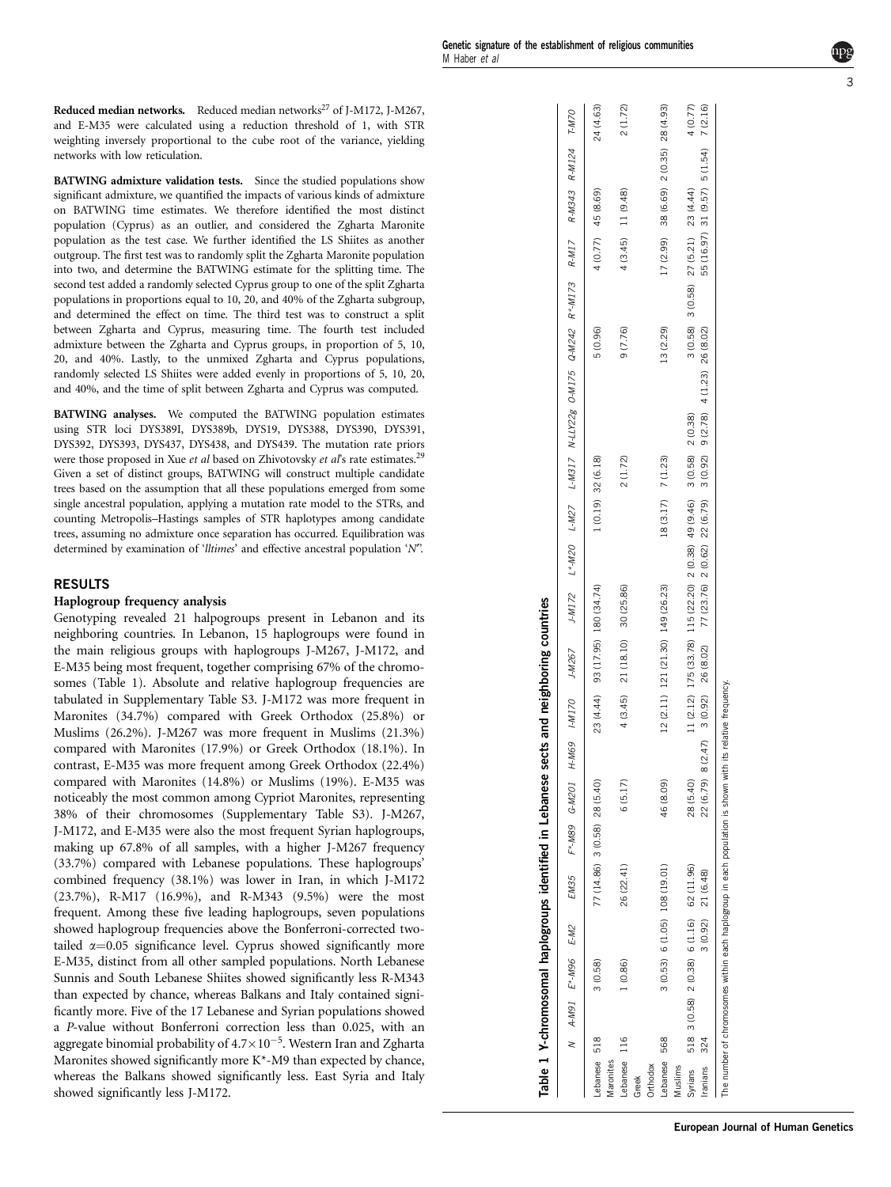**Reduced median networks.** Reduced median networks[27] of J-M172, J-M267, and E-M35 were calculated using a reduction threshold of 1, with STR weighting inversely proportional to the cube root of the variance, yielding networks with low reticulation.

**BATWING admixture validation tests.** Since the studied populations show significant admixture, we quantified the impacts of various kinds of admixture on BATWING time estimates. We therefore identified the most distinct population (Cyprus) as an outlier, and considered the Zgharta Maronite population as the test case. We further identified the LS Shiites as another outgroup. The first test was to randomly split the Zgharta Maronite population into two, and determine the BATWING estimate for the splitting time. The second test added a randomly selected Cyprus group to one of the split Zgharta populations in proportions equal to 10, 20, and 40% of the Zgharta subgroup, and determined the effect on time. The third test was to construct a split between Zgharta and Cyprus, measuring time. The fourth test included admixture between the Zgharta and Cyprus groups, in proportion of 5, 10, 20, and 40%. Lastly, to the unmixed Zgharta and Cyprus populations, randomly selected LS Shiites were added evenly in proportions of 5, 10, 20, and 40%, and the time of split between Zgharta and Cyprus was computed.

**BATWING analyses.** We computed the BATWING population estimates using STR loci DYS389I, DYS389b, DYS19, DYS388, DYS390, DYS391, DYS392, DYS393, DYS437, DYS438, and DYS439. The mutation rate priors were those proposed in Xue *et al* based on Zhivotovsky *et al*'s rate estimates.[29] Given a set of distinct groups, BATWING will construct multiple candidate trees based on the assumption that all these populations emerged from some single ancestral population, applying a mutation rate model to the STRs, and counting Metropolis–Hastings samples of STR haplotypes among candidate trees, assuming no admixture once separation has occurred. Equilibration was determined by examination of '*lltimes*' and effective ancestral population '*N*'.

## RESULTS

### Haplogroup frequency analysis

Genotyping revealed 21 halpogroups present in Lebanon and its neighboring countries. In Lebanon, 15 haplogroups were found in the main religious groups with haplogroups J-M267, J-M172, and E-M35 being most frequent, together comprising 67% of the chromosomes (Table 1). Absolute and relative haplogroup frequencies are tabulated in Supplementary Table S3. J-M172 was more frequent in Maronites (34.7%) compared with Greek Orthodox (25.8%) or Muslims (26.2%). J-M267 was more frequent in Muslims (21.3%) compared with Maronites (17.9%) or Greek Orthodox (18.1%). In contrast, E-M35 was more frequent among Greek Orthodox (22.4%) compared with Maronites (14.8%) or Muslims (19%). E-M35 was noticeably the most common among Cypriot Maronites, representing 38% of their chromosomes (Supplementary Table S3). J-M267, J-M172, and E-M35 were also the most frequent Syrian haplogroups, making up 67.8% of all samples, with a higher J-M267 frequency (33.7%) compared with Lebanese populations. These haplogroups' combined frequency (38.1%) was lower in Iran, in which J-M172 (23.7%), R-M17 (16.9%), and R-M343 (9.5%) were the most frequent. Among these five leading haplogroups, seven populations showed haplogroup frequencies above the Bonferroni-corrected two-tailed $\alpha$=0.05 significance level. Cyprus showed significantly more E-M35, distinct from all other sampled populations. North Lebanese Sunnis and South Lebanese Shiites showed significantly less R-M343 than expected by chance, whereas Balkans and Italy contained significantly more. Five of the 17 Lebanese and Syrian populations showed a *P*-value without Bonferroni correction less than 0.025, with an aggregate binomial probability of $4.7\times10^{-5}$. Western Iran and Zgharta Maronites showed significantly more K*-M9 than expected by chance, whereas the Balkans showed significantly less. East Syria and Italy showed significantly less J-M172.

**Table 1 Y-chromosomal haplogroups identified in Lebanese sects and neighboring countries**

| | N | A-M91 | E*-M96 | E-M2 | EM35 | F*-M89 | G-M201 | H-M69 | I-M170 | J-M267 | J-M172 | L*-M20 | L-M27 | L-M317 | N-LLY22g | O-M175 | Q-M242 | R*-M173 | R-M17 | R-M343 | R-M124 | T-M70 |
|---|---|---|---|---|---|---|---|---|---|---|---|---|---|---|---|---|---|---|---|---|---|---|
| Lebanese Maronites | 518 | | 3 (0.58) | | 77 (14.86) | 3 (0.58) | 28 (5.40) | | 23 (4.44) | 93 (17.95) | 180 (34.74) | | 1 (0.19) | 32 (6.18) | | | 5 (0.96) | | 4 (0.77) | 45 (8.69) | | 24 (4.63) |
| Lebanese Greek Orthodox | 116 | | 1 (0.86) | | 26 (22.41) | | 6 (5.17) | | 4 (3.45) | 21 (18.10) | 30 (25.86) | | | 2 (1.72) | | | 9 (7.76) | | 4 (3.45) | 11 (9.48) | | 2 (1.72) |
| Lebanese Muslims | 568 | | 3 (0.53) | 6 (1.05) | 108 (19.01) | | 46 (8.09) | | 12 (2.11) | 121 (21.30) | 149 (26.23) | | 18 (3.17) | 7 (1.23) | | | 13 (2.29) | | 17 (2.99) | 38 (6.69) | 2 (0.35) | 28 (4.93) |
| Syrians | 518 | 3 (0.58) | 2 (0.38) | 6 (1.16) | 62 (11.96) | | 28 (5.40) | | 11 (2.12) | 175 (33.78) | 115 (22.20) | 2 (0.38) | 49 (9.46) | 3 (0.58) | 2 (0.38) | | 3 (0.58) | 3 (0.58) | 27 (5.21) | 23 (4.44) | | 4 (0.77) |
| Iranians | 324 | | | 3 (0.92) | 21 (6.48) | | 22 (6.79) | 8 (2.47) | 3 (0.92) | 26 (8.02) | 77 (23.76) | 2 (0.62) | 22 (6.79) | 3 (0.92) | 9 (2.78) | 4 (1.23) | 26 (8.02) | | 55 (16.97) | 31 (9.57) | 5 (1.54) | 7 (2.16) |

The number of chromosomes within each haplogroup in each population is shown with its relative frequency.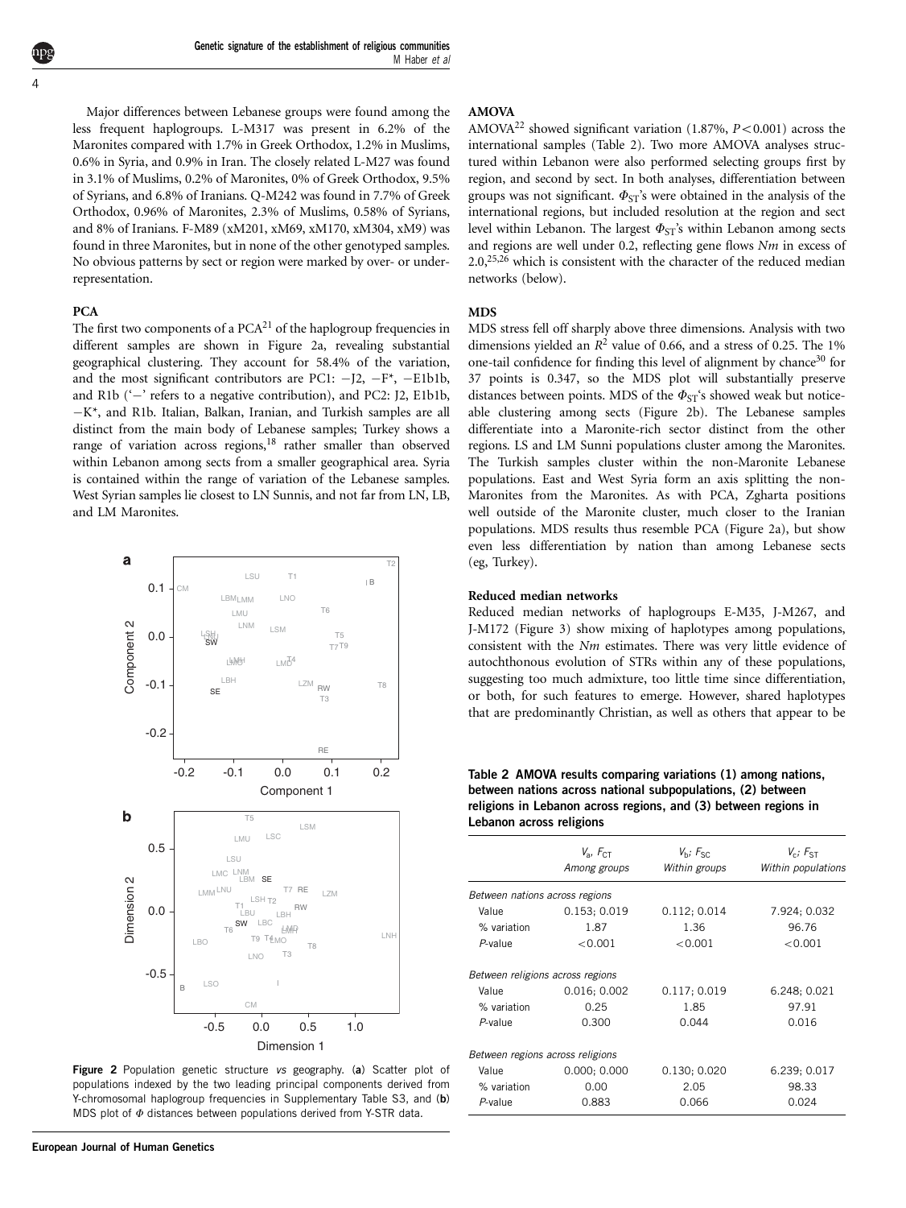Major differences between Lebanese groups were found among the less frequent haplogroups. L-M317 was present in 6.2% of the Maronites compared with 1.7% in Greek Orthodox, 1.2% in Muslims, 0.6% in Syria, and 0.9% in Iran. The closely related L-M27 was found in 3.1% of Muslims, 0.2% of Maronites, 0% of Greek Orthodox, 9.5% of Syrians, and 6.8% of Iranians. Q-M242 was found in 7.7% of Greek Orthodox, 0.96% of Maronites, 2.3% of Muslims, 0.58% of Syrians, and 8% of Iranians. F-M89 (xM201, xM69, xM170, xM304, xM9) was found in three Maronites, but in none of the other genotyped samples. No obvious patterns by sect or region were marked by over- or under-representation.

## PCA

The first two components of a PCA[21] of the haplogroup frequencies in different samples are shown in Figure 2a, revealing substantial geographical clustering. They account for 58.4% of the variation, and the most significant contributors are PC1: −J2, −F*, −E1b1b, and R1b ('−' refers to a negative contribution), and PC2: J2, E1b1b, −K*, and R1b. Italian, Balkan, Iranian, and Turkish samples are all distinct from the main body of Lebanese samples; Turkey shows a range of variation across regions,[18] rather smaller than observed within Lebanon among sects from a smaller geographical area. Syria is contained within the range of variation of the Lebanese samples. West Syrian samples lie closest to LN Sunnis, and not far from LN, LB, and LM Maronites.

**Figure 2** Population genetic structure *vs* geography. (**a**) Scatter plot of populations indexed by the two leading principal components derived from Y-chromosomal haplogroup frequencies in Supplementary Table S3, and (**b**) MDS plot of $\Phi$ distances between populations derived from Y-STR data.

## AMOVA

AMOVA[22] showed significant variation (1.87%, $P<0.001$) across the international samples (Table 2). Two more AMOVA analyses structured within Lebanon were also performed selecting groups first by region, and second by sect. In both analyses, differentiation between groups was not significant. $\Phi_{ST}$'s were obtained in the analysis of the international regions, but included resolution at the region and sect level within Lebanon. The largest $\Phi_{ST}$'s within Lebanon among sects and regions are well under 0.2, reflecting gene flows $Nm$ in excess of 2.0,[25,26] which is consistent with the character of the reduced median networks (below).

## MDS

MDS stress fell off sharply above three dimensions. Analysis with two dimensions yielded an $R^2$ value of 0.66, and a stress of 0.25. The 1% one-tail confidence for finding this level of alignment by chance[30] for 37 points is 0.347, so the MDS plot will substantially preserve distances between points. MDS of the $\Phi_{ST}$'s showed weak but noticeable clustering among sects (Figure 2b). The Lebanese samples differentiate into a Maronite-rich sector distinct from the other regions. LS and LM Sunni populations cluster among the Maronites. The Turkish samples cluster within the non-Maronite Lebanese populations. East and West Syria form an axis splitting the non-Maronites from the Maronites. As with PCA, Zgharta positions well outside of the Maronite cluster, much closer to the Iranian populations. MDS results thus resemble PCA (Figure 2a), but show even less differentiation by nation than among Lebanese sects (eg, Turkey).

## Reduced median networks

Reduced median networks of haplogroups E-M35, J-M267, and J-M172 (Figure 3) show mixing of haplotypes among populations, consistent with the $Nm$ estimates. There was very little evidence of autochthonous evolution of STRs within any of these populations, suggesting too much admixture, too little time since differentiation, or both, for such features to emerge. However, shared haplotypes that are predominantly Christian, as well as others that appear to be

**Table 2 AMOVA results comparing variations (1) among nations, between nations across national subpopulations, (2) between religions in Lebanon across regions, and (3) between regions in Lebanon across religions**

| | $V_a$, $F_{CT}$ *Among groups* | $V_b$; $F_{SC}$ *Within groups* | $V_c$; $F_{ST}$ *Within populations* |
|---|---|---|---|
| *Between nations across regions* | | | |
| Value | 0.153; 0.019 | 0.112; 0.014 | 7.924; 0.032 |
| % variation | 1.87 | 1.36 | 96.76 |
| *P*-value | <0.001 | <0.001 | <0.001 |
| *Between religions across regions* | | | |
| Value | 0.016; 0.002 | 0.117; 0.019 | 6.248; 0.021 |
| % variation | 0.25 | 1.85 | 97.91 |
| *P*-value | 0.300 | 0.044 | 0.016 |
| *Between regions across religions* | | | |
| Value | 0.000; 0.000 | 0.130; 0.020 | 6.239; 0.017 |
| % variation | 0.00 | 2.05 | 98.33 |
| *P*-value | 0.883 | 0.066 | 0.024 |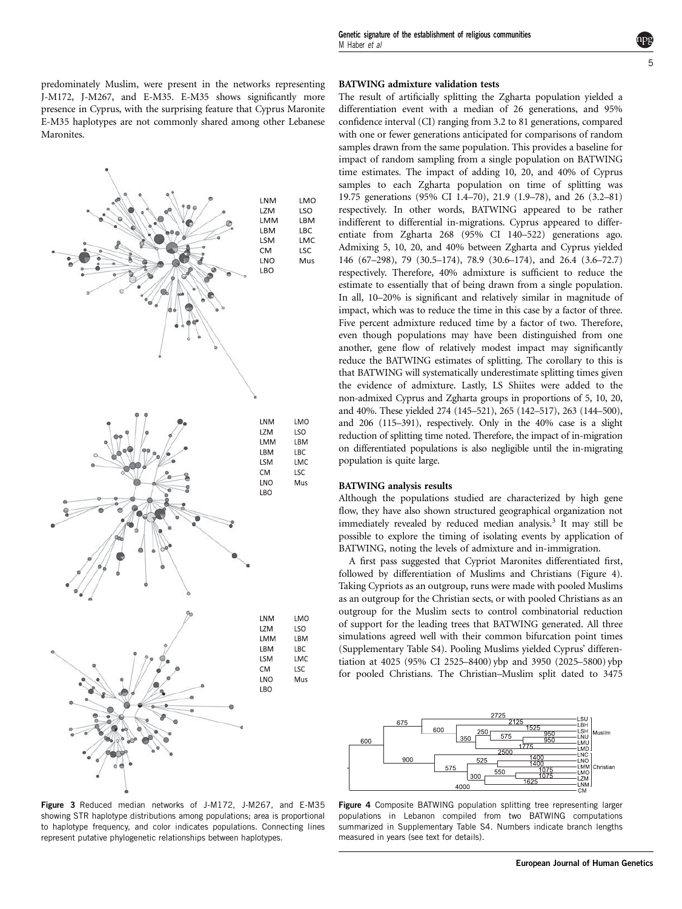predominately Muslim, were present in the networks representing J-M172, J-M267, and E-M35. E-M35 shows significantly more presence in Cyprus, with the surprising feature that Cyprus Maronite E-M35 haplotypes are not commonly shared among other Lebanese Maronites.

**Figure 3** Reduced median networks of J-M172, J-M267, and E-M35 showing STR haplotype distributions among populations; area is proportional to haplotype frequency, and color indicates populations. Connecting lines represent putative phylogenetic relationships between haplotypes.

### BATWING admixture validation tests

The result of artificially splitting the Zgharta population yielded a differentiation event with a median of 26 generations, and 95% confidence interval (CI) ranging from 3.2 to 81 generations, compared with one or fewer generations anticipated for comparisons of random samples drawn from the same population. This provides a baseline for impact of random sampling from a single population on BATWING time estimates. The impact of adding 10, 20, and 40% of Cyprus samples to each Zgharta population on time of splitting was 19.75 generations (95% CI 1.4–70), 21.9 (1.9–78), and 26 (3.2–81) respectively. In other words, BATWING appeared to be rather indifferent to differential in-migrations. Cyprus appeared to differentiate from Zgharta 268 (95% CI 140–522) generations ago. Admixing 5, 10, 20, and 40% between Zgharta and Cyprus yielded 146 (67–298), 79 (30.5–174), 78.9 (30.6–174), and 26.4 (3.6–72.7) respectively. Therefore, 40% admixture is sufficient to reduce the estimate to essentially that of being drawn from a single population. In all, 10–20% is significant and relatively similar in magnitude of impact, which was to reduce the time in this case by a factor of three. Five percent admixture reduced time by a factor of two. Therefore, even though populations may have been distinguished from one another, gene flow of relatively modest impact may significantly reduce the BATWING estimates of splitting. The corollary to this is that BATWING will systematically underestimate splitting times given the evidence of admixture. Lastly, LS Shiites were added to the non-admixed Cyprus and Zgharta groups in proportions of 5, 10, 20, and 40%. These yielded 274 (145–521), 265 (142–517), 263 (144–500), and 206 (115–391), respectively. Only in the 40% case is a slight reduction of splitting time noted. Therefore, the impact of in-migration on differentiated populations is also negligible until the in-migrating population is quite large.

### BATWING analysis results

Although the populations studied are characterized by high gene flow, they have also shown structured geographical organization not immediately revealed by reduced median analysis.[3] It may still be possible to explore the timing of isolating events by application of BATWING, noting the levels of admixture and in-immigration.

A first pass suggested that Cypriot Maronites differentiated first, followed by differentiation of Muslims and Christians (Figure 4). Taking Cypriots as an outgroup, runs were made with pooled Muslims as an outgroup for the Christian sects, or with pooled Christians as an outgroup for the Muslim sects to control combinatorial reduction of support for the leading trees that BATWING generated. All three simulations agreed well with their common bifurcation point times (Supplementary Table S4). Pooling Muslims yielded Cyprus' differentiation at 4025 (95% CI 2525–8400) ybp and 3950 (2025–5800) ybp for pooled Christians. The Christian–Muslim split dated to 3475

**Figure 4** Composite BATWING population splitting tree representing larger populations in Lebanon compiled from two BATWING computations summarized in Supplementary Table S4. Numbers indicate branch lengths measured in years (see text for details).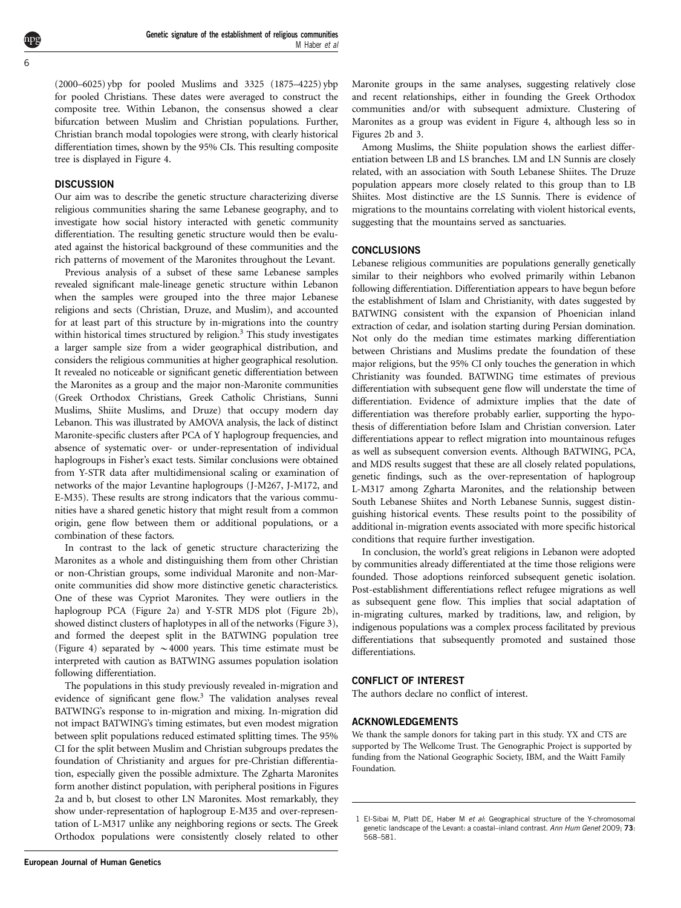(2000–6025) ybp for pooled Muslims and 3325 (1875–4225) ybp for pooled Christians. These dates were averaged to construct the composite tree. Within Lebanon, the consensus showed a clear bifurcation between Muslim and Christian populations. Further, Christian branch modal topologies were strong, with clearly historical differentiation times, shown by the 95% CIs. This resulting composite tree is displayed in Figure 4.

## DISCUSSION

Our aim was to describe the genetic structure characterizing diverse religious communities sharing the same Lebanese geography, and to investigate how social history interacted with genetic community differentiation. The resulting genetic structure would then be evaluated against the historical background of these communities and the rich patterns of movement of the Maronites throughout the Levant.

Previous analysis of a subset of these same Lebanese samples revealed significant male-lineage genetic structure within Lebanon when the samples were grouped into the three major Lebanese religions and sects (Christian, Druze, and Muslim), and accounted for at least part of this structure by in-migrations into the country within historical times structured by religion.[3] This study investigates a larger sample size from a wider geographical distribution, and considers the religious communities at higher geographical resolution. It revealed no noticeable or significant genetic differentiation between the Maronites as a group and the major non-Maronite communities (Greek Orthodox Christians, Greek Catholic Christians, Sunni Muslims, Shiite Muslims, and Druze) that occupy modern day Lebanon. This was illustrated by AMOVA analysis, the lack of distinct Maronite-specific clusters after PCA of Y haplogroup frequencies, and absence of systematic over- or under-representation of individual haplogroups in Fisher's exact tests. Similar conclusions were obtained from Y-STR data after multidimensional scaling or examination of networks of the major Levantine haplogroups (J-M267, J-M172, and E-M35). These results are strong indicators that the various communities have a shared genetic history that might result from a common origin, gene flow between them or additional populations, or a combination of these factors.

In contrast to the lack of genetic structure characterizing the Maronites as a whole and distinguishing them from other Christian or non-Christian groups, some individual Maronite and non-Maronite communities did show more distinctive genetic characteristics. One of these was Cypriot Maronites. They were outliers in the haplogroup PCA (Figure 2a) and Y-STR MDS plot (Figure 2b), showed distinct clusters of haplotypes in all of the networks (Figure 3), and formed the deepest split in the BATWING population tree (Figure 4) separated by $\sim$4000 years. This time estimate must be interpreted with caution as BATWING assumes population isolation following differentiation.

The populations in this study previously revealed in-migration and evidence of significant gene flow.[3] The validation analyses reveal BATWING's response to in-migration and mixing. In-migration did not impact BATWING's timing estimates, but even modest migration between split populations reduced estimated splitting times. The 95% CI for the split between Muslim and Christian subgroups predates the foundation of Christianity and argues for pre-Christian differentiation, especially given the possible admixture. The Zgharta Maronites form another distinct population, with peripheral positions in Figures 2a and b, but closest to other LN Maronites. Most remarkably, they show under-representation of haplogroup E-M35 and over-representation of L-M317 unlike any neighboring regions or sects. The Greek Orthodox populations were consistently closely related to other Maronite groups in the same analyses, suggesting relatively close and recent relationships, either in founding the Greek Orthodox communities and/or with subsequent admixture. Clustering of Maronites as a group was evident in Figure 4, although less so in Figures 2b and 3.

Among Muslims, the Shiite population shows the earliest differentiation between LB and LS branches. LM and LN Sunnis are closely related, with an association with South Lebanese Shiites. The Druze population appears more closely related to this group than to LB Shiites. Most distinctive are the LS Sunnis. There is evidence of migrations to the mountains correlating with violent historical events, suggesting that the mountains served as sanctuaries.

## CONCLUSIONS

Lebanese religious communities are populations generally genetically similar to their neighbors who evolved primarily within Lebanon following differentiation. Differentiation appears to have begun before the establishment of Islam and Christianity, with dates suggested by BATWING consistent with the expansion of Phoenician inland extraction of cedar, and isolation starting during Persian domination. Not only do the median time estimates marking differentiation between Christians and Muslims predate the foundation of these major religions, but the 95% CI only touches the generation in which Christianity was founded. BATWING time estimates of previous differentiation with subsequent gene flow will understate the time of differentiation. Evidence of admixture implies that the date of differentiation was therefore probably earlier, supporting the hypothesis of differentiation before Islam and Christian conversion. Later differentiations appear to reflect migration into mountainous refuges as well as subsequent conversion events. Although BATWING, PCA, and MDS results suggest that these are all closely related populations, genetic findings, such as the over-representation of haplogroup L-M317 among Zgharta Maronites, and the relationship between South Lebanese Shiites and North Lebanese Sunnis, suggest distinguishing historical events. These results point to the possibility of additional in-migration events associated with more specific historical conditions that require further investigation.

In conclusion, the world's great religions in Lebanon were adopted by communities already differentiated at the time those religions were founded. Those adoptions reinforced subsequent genetic isolation. Post-establishment differentiations reflect refugee migrations as well as subsequent gene flow. This implies that social adaptation of in-migrating cultures, marked by traditions, law, and religion, by indigenous populations was a complex process facilitated by previous differentiations that subsequently promoted and sustained those differentiations.

## CONFLICT OF INTEREST

The authors declare no conflict of interest.

## ACKNOWLEDGEMENTS

We thank the sample donors for taking part in this study. YX and CTS are supported by The Wellcome Trust. The Genographic Project is supported by funding from the National Geographic Society, IBM, and the Waitt Family Foundation.

1 El-Sibai M, Platt DE, Haber M *et al*: Geographical structure of the Y-chromosomal genetic landscape of the Levant: a coastal–inland contrast. *Ann Hum Genet* 2009; **73**: 568–581.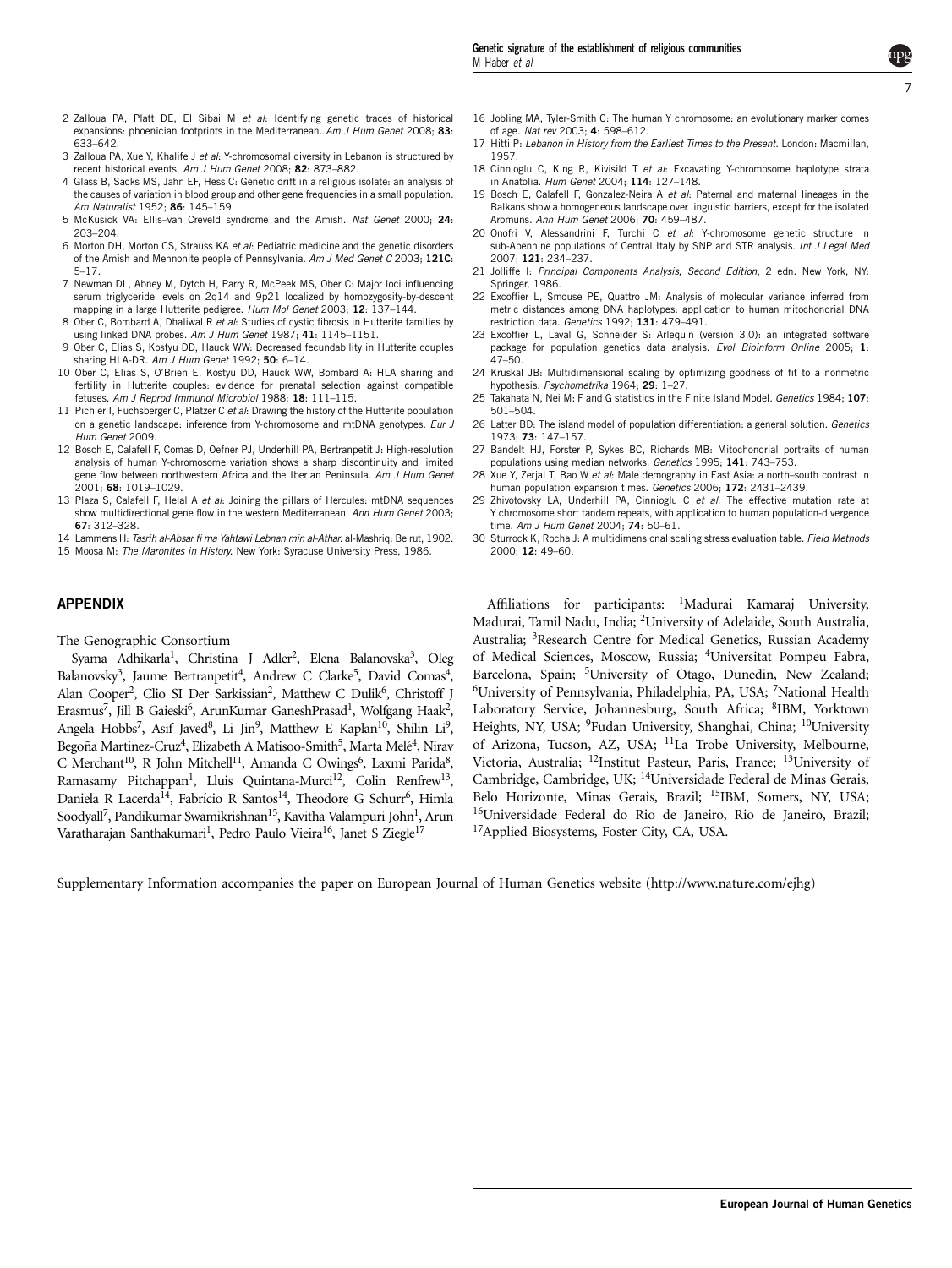2 Zalloua PA, Platt DE, El Sibai M *et al*: Identifying genetic traces of historical expansions: phoenician footprints in the Mediterranean. *Am J Hum Genet* 2008; **83**: 633–642.
3 Zalloua PA, Xue Y, Khalife J *et al*: Y-chromosomal diversity in Lebanon is structured by recent historical events. *Am J Hum Genet* 2008; **82**: 873–882.
4 Glass B, Sacks MS, Jahn EF, Hess C: Genetic drift in a religious isolate: an analysis of the causes of variation in blood group and other gene frequencies in a small population. *Am Naturalist* 1952; **86**: 145–159.
5 McKusick VA: Ellis–van Creveld syndrome and the Amish. *Nat Genet* 2000; **24**: 203–204.
6 Morton DH, Morton CS, Strauss KA *et al*: Pediatric medicine and the genetic disorders of the Amish and Mennonite people of Pennsylvania. *Am J Med Genet C* 2003; **121C**: 5–17.
7 Newman DL, Abney M, Dytch H, Parry R, McPeek MS, Ober C: Major loci influencing serum triglyceride levels on 2q14 and 9p21 localized by homozygosity-by-descent mapping in a large Hutterite pedigree. *Hum Mol Genet* 2003; **12**: 137–144.
8 Ober C, Bombard A, Dhaliwal R *et al*: Studies of cystic fibrosis in Hutterite families by using linked DNA probes. *Am J Hum Genet* 1987; **41**: 1145–1151.
9 Ober C, Elias S, Kostyu DD, Hauck WW: Decreased fecundability in Hutterite couples sharing HLA-DR. *Am J Hum Genet* 1992; **50**: 6–14.
10 Ober C, Elias S, O'Brien E, Kostyu DD, Hauck WW, Bombard A: HLA sharing and fertility in Hutterite couples: evidence for prenatal selection against compatible fetuses. *Am J Reprod Immunol Microbiol* 1988; **18**: 111–115.
11 Pichler I, Fuchsberger C, Platzer C *et al*: Drawing the history of the Hutterite population on a genetic landscape: inference from Y-chromosome and mtDNA genotypes. *Eur J Hum Genet* 2009.
12 Bosch E, Calafell F, Comas D, Oefner PJ, Underhill PA, Bertranpetit J: High-resolution analysis of human Y-chromosome variation shows a sharp discontinuity and limited gene flow between northwestern Africa and the Iberian Peninsula. *Am J Hum Genet* 2001; **68**: 1019–1029.
13 Plaza S, Calafell F, Helal A *et al*: Joining the pillars of Hercules: mtDNA sequences show multidirectional gene flow in the western Mediterranean. *Ann Hum Genet* 2003; **67**: 312–328.
14 Lammens H: *Tasrih al-Absar fi ma Yahtawi Lebnan min al-Athar*. al-Mashriq: Beirut, 1902.
15 Moosa M: *The Maronites in History*. New York: Syracuse University Press, 1986.
16 Jobling MA, Tyler-Smith C: The human Y chromosome: an evolutionary marker comes of age. *Nat rev* 2003; **4**: 598–612.
17 Hitti P: *Lebanon in History from the Earliest Times to the Present*. London: Macmillan, 1957.
18 Cinnioglu C, King R, Kivisild T *et al*: Excavating Y-chromosome haplotype strata in Anatolia. *Hum Genet* 2004; **114**: 127–148.
19 Bosch E, Calafell F, Gonzalez-Neira A *et al*: Paternal and maternal lineages in the Balkans show a homogeneous landscape over linguistic barriers, except for the isolated Aromuns. *Ann Hum Genet* 2006; **70**: 459–487.
20 Onofri V, Alessandrini F, Turchi C *et al*: Y-chromosome genetic structure in sub-Apennine populations of Central Italy by SNP and STR analysis. *Int J Legal Med* 2007; **121**: 234–237.
21 Jolliffe I: *Principal Components Analysis, Second Edition*, 2 edn. New York, NY: Springer, 1986.
22 Excoffier L, Smouse PE, Quattro JM: Analysis of molecular variance inferred from metric distances among DNA haplotypes: application to human mitochondrial DNA restriction data. *Genetics* 1992; **131**: 479–491.
23 Excoffier L, Laval G, Schneider S: Arlequin (version 3.0): an integrated software package for population genetics data analysis. *Evol Bioinform Online* 2005; **1**: 47–50.
24 Kruskal JB: Multidimensional scaling by optimizing goodness of fit to a nonmetric hypothesis. *Psychometrika* 1964; **29**: 1–27.
25 Takahata N, Nei M: F and G statistics in the Finite Island Model. *Genetics* 1984; **107**: 501–504.
26 Latter BD: The island model of population differentiation: a general solution. *Genetics* 1973; **73**: 147–157.
27 Bandelt HJ, Forster P, Sykes BC, Richards MB: Mitochondrial portraits of human populations using median networks. *Genetics* 1995; **141**: 743–753.
28 Xue Y, Zerjal T, Bao W *et al*: Male demography in East Asia: a north–south contrast in human population expansion times. *Genetics* 2006; **172**: 2431–2439.
29 Zhivotovsky LA, Underhill PA, Cinnioglu C *et al*: The effective mutation rate at Y chromosome short tandem repeats, with application to human population-divergence time. *Am J Hum Genet* 2004; **74**: 50–61.
30 Sturrock K, Rocha J: A multidimensional scaling stress evaluation table. *Field Methods* 2000; **12**: 49–60.

## APPENDIX

The Genographic Consortium

Syama Adhikarla[1], Christina J Adler[2], Elena Balanovska[3], Oleg Balanovsky[3], Jaume Bertranpetit[4], Andrew C Clarke[5], David Comas[4], Alan Cooper[2], Clio SI Der Sarkissian[2], Matthew C Dulik[6], Christoff J Erasmus[7], Jill B Gaieski[6], ArunKumar GaneshPrasad[1], Wolfgang Haak[2], Angela Hobbs[7], Asif Javed[8], Li Jin[9], Matthew E Kaplan[10], Shilin Li[9], Begoña Martínez-Cruz[4], Elizabeth A Matisoo-Smith[5], Marta Melé[4], Nirav C Merchant[10], R John Mitchell[11], Amanda C Owings[6], Laxmi Parida[8], Ramasamy Pitchappan[1], Lluis Quintana-Murci[12], Colin Renfrew[13], Daniela R Lacerda[14], Fabrício R Santos[14], Theodore G Schurr[6], Himla Soodyall[7], Pandikumar Swamikrishnan[15], Kavitha Valampuri John[1], Arun Varatharajan Santhakumari[1], Pedro Paulo Vieira[16], Janet S Ziegle[17]

Affiliations for participants: [1]Madurai Kamaraj University, Madurai, Tamil Nadu, India; [2]University of Adelaide, South Australia, Australia; [3]Research Centre for Medical Genetics, Russian Academy of Medical Sciences, Moscow, Russia; [4]Universitat Pompeu Fabra, Barcelona, Spain; [5]University of Otago, Dunedin, New Zealand; [6]University of Pennsylvania, Philadelphia, PA, USA; [7]National Health Laboratory Service, Johannesburg, South Africa; [8]IBM, Yorktown Heights, NY, USA; [9]Fudan University, Shanghai, China; [10]University of Arizona, Tucson, AZ, USA; [11]La Trobe University, Melbourne, Victoria, Australia; [12]Institut Pasteur, Paris, France; [13]University of Cambridge, Cambridge, UK; [14]Universidade Federal de Minas Gerais, Belo Horizonte, Minas Gerais, Brazil; [15]IBM, Somers, NY, USA; [16]Universidade Federal do Rio de Janeiro, Rio de Janeiro, Brazil; [17]Applied Biosystems, Foster City, CA, USA.

Supplementary Information accompanies the paper on European Journal of Human Genetics website (http://www.nature.com/ejhg)